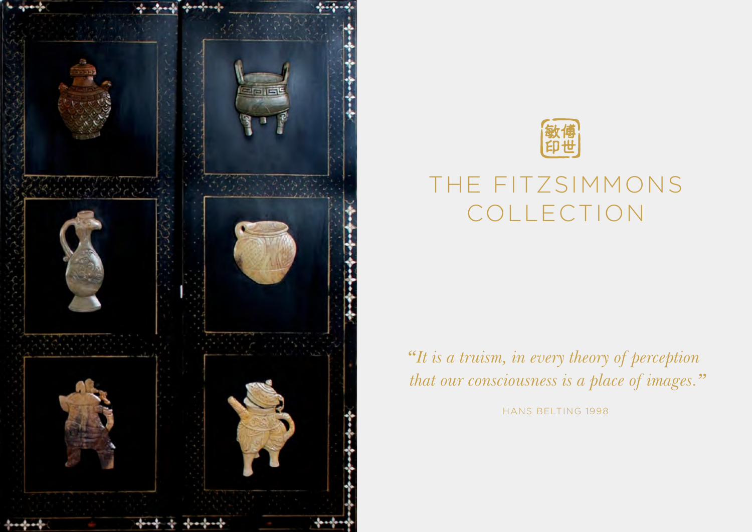敏傅
印世

# THE FITZSIMMONS COLLECTION

*"It is a truism, in every theory of perception that our consciousness is a place of images."*

HANS BELTING 1998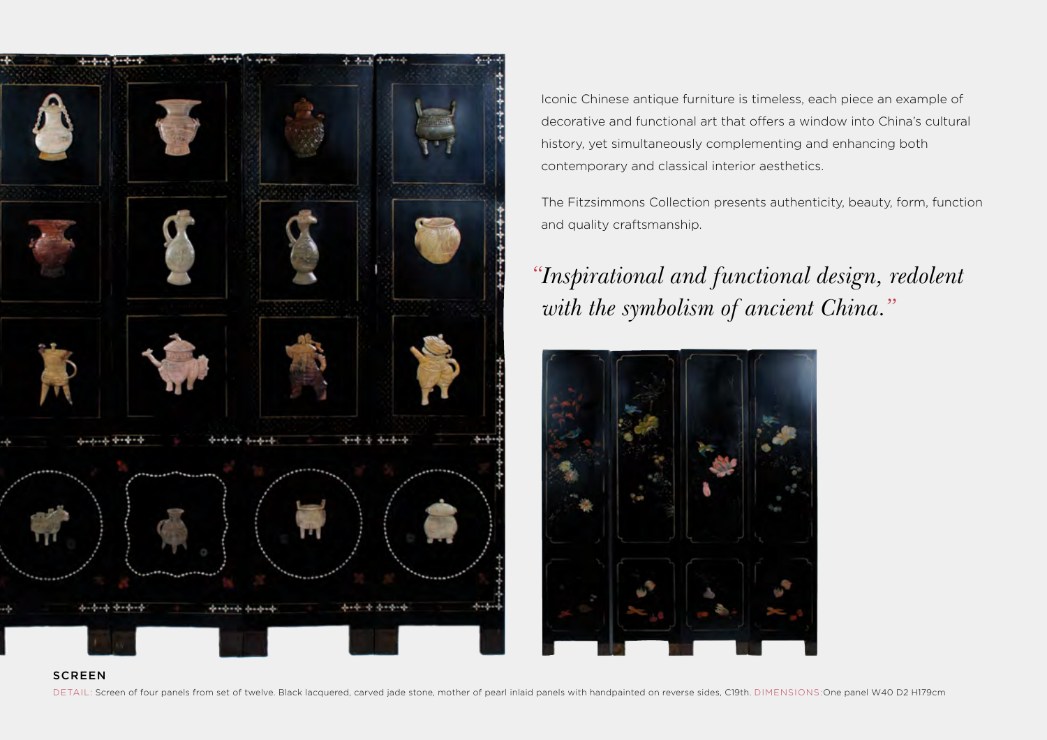Iconic Chinese antique furniture is timeless, each piece an example of decorative and functional art that offers a window into China's cultural history, yet simultaneously complementing and enhancing both contemporary and classical interior aesthetics.

The Fitzsimmons Collection presents authenticity, beauty, form, function and quality craftsmanship.

*"Inspirational and functional design, redolent with the symbolism of ancient China."*

## SCREEN

DETAIL: Screen of four panels from set of twelve. Black lacquered, carved jade stone, mother of pearl inlaid panels with handpainted on reverse sides, C19th. DIMENSIONS: One panel W40 D2 H179cm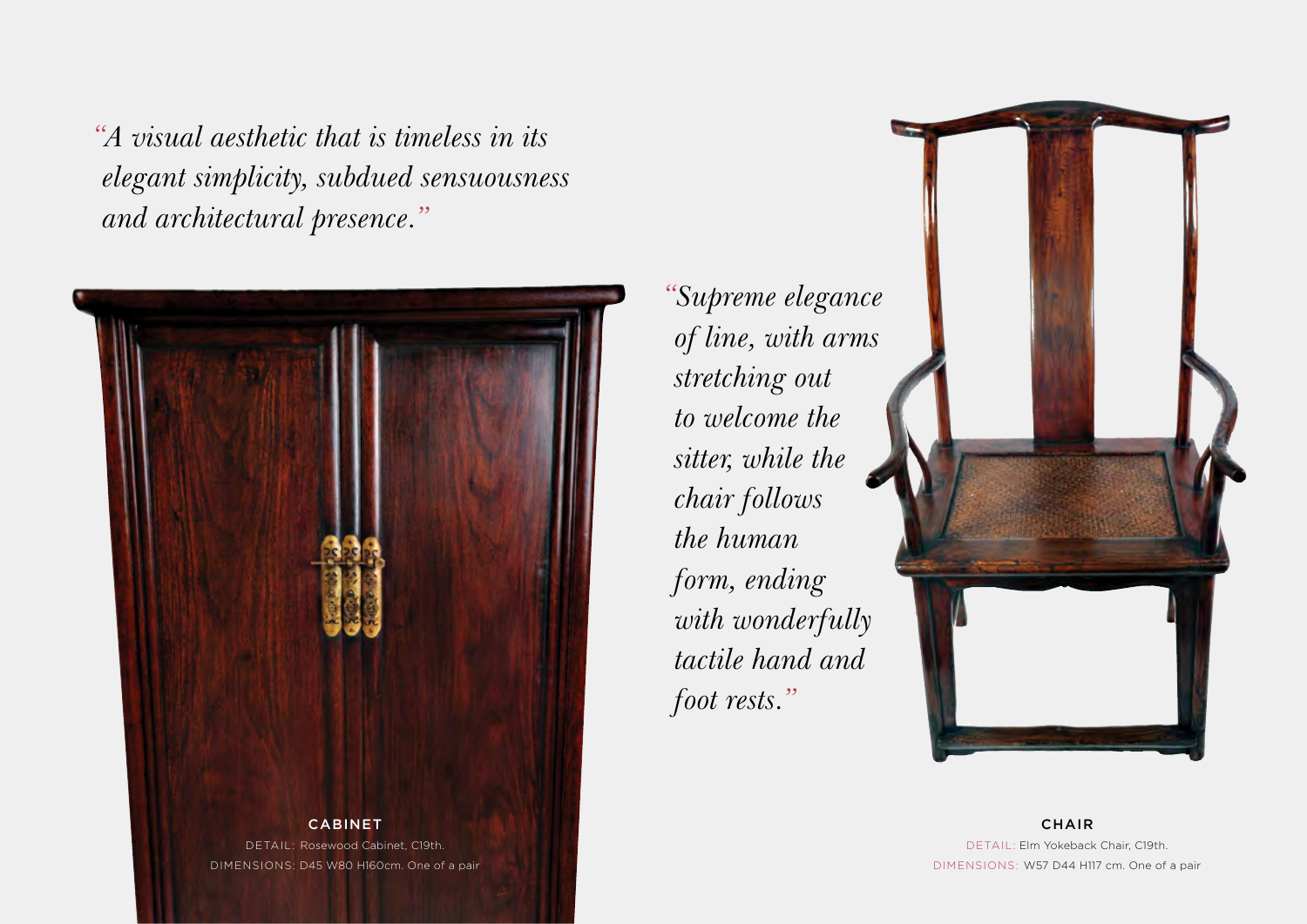*"A visual aesthetic that is timeless in its elegant simplicity, subdued sensuousness and architectural presence."*

*"Supreme elegance of line, with arms stretching out to welcome the sitter, while the chair follows the human form, ending with wonderfully tactile hand and foot rests."*

**CABINET**

DETAIL: Rosewood Cabinet, C19th.
DIMENSIONS: D45 W80 H160cm. One of a pair

**CHAIR**

DETAIL: Elm Yokeback Chair, C19th.
DIMENSIONS: W57 D44 H117 cm. One of a pair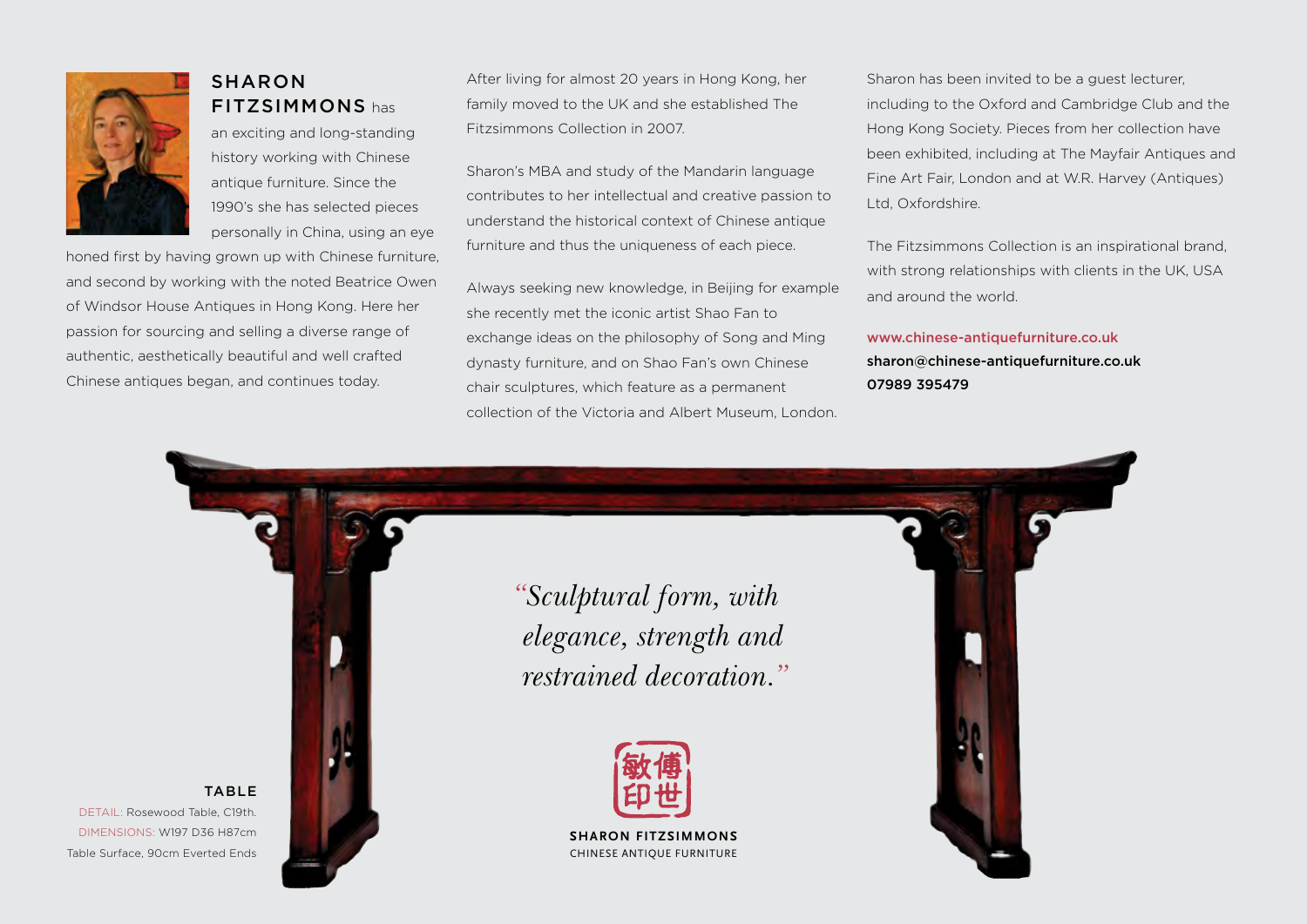## SHARON FITZSIMMONS

**SHARON FITZSIMMONS** has an exciting and long-standing history working with Chinese antique furniture. Since the 1990's she has selected pieces personally in China, using an eye honed first by having grown up with Chinese furniture, and second by working with the noted Beatrice Owen of Windsor House Antiques in Hong Kong. Here her passion for sourcing and selling a diverse range of authentic, aesthetically beautiful and well crafted Chinese antiques began, and continues today.

After living for almost 20 years in Hong Kong, her family moved to the UK and she established The Fitzsimmons Collection in 2007.

Sharon's MBA and study of the Mandarin language contributes to her intellectual and creative passion to understand the historical context of Chinese antique furniture and thus the uniqueness of each piece.

Always seeking new knowledge, in Beijing for example she recently met the iconic artist Shao Fan to exchange ideas on the philosophy of Song and Ming dynasty furniture, and on Shao Fan's own Chinese chair sculptures, which feature as a permanent collection of the Victoria and Albert Museum, London.

Sharon has been invited to be a guest lecturer, including to the Oxford and Cambridge Club and the Hong Kong Society. Pieces from her collection have been exhibited, including at The Mayfair Antiques and Fine Art Fair, London and at W.R. Harvey (Antiques) Ltd, Oxfordshire.

The Fitzsimmons Collection is an inspirational brand, with strong relationships with clients in the UK, USA and around the world.

www.chinese-antiquefurniture.co.uk
sharon@chinese-antiquefurniture.co.uk
07989 395479

*"Sculptural form, with elegance, strength and restrained decoration."*

敏傳印世

**SHARON FITZSIMMONS**
CHINESE ANTIQUE FURNITURE

**TABLE**
DETAIL: Rosewood Table, C19th.
DIMENSIONS: W197 D36 H87cm
Table Surface, 90cm Everted Ends